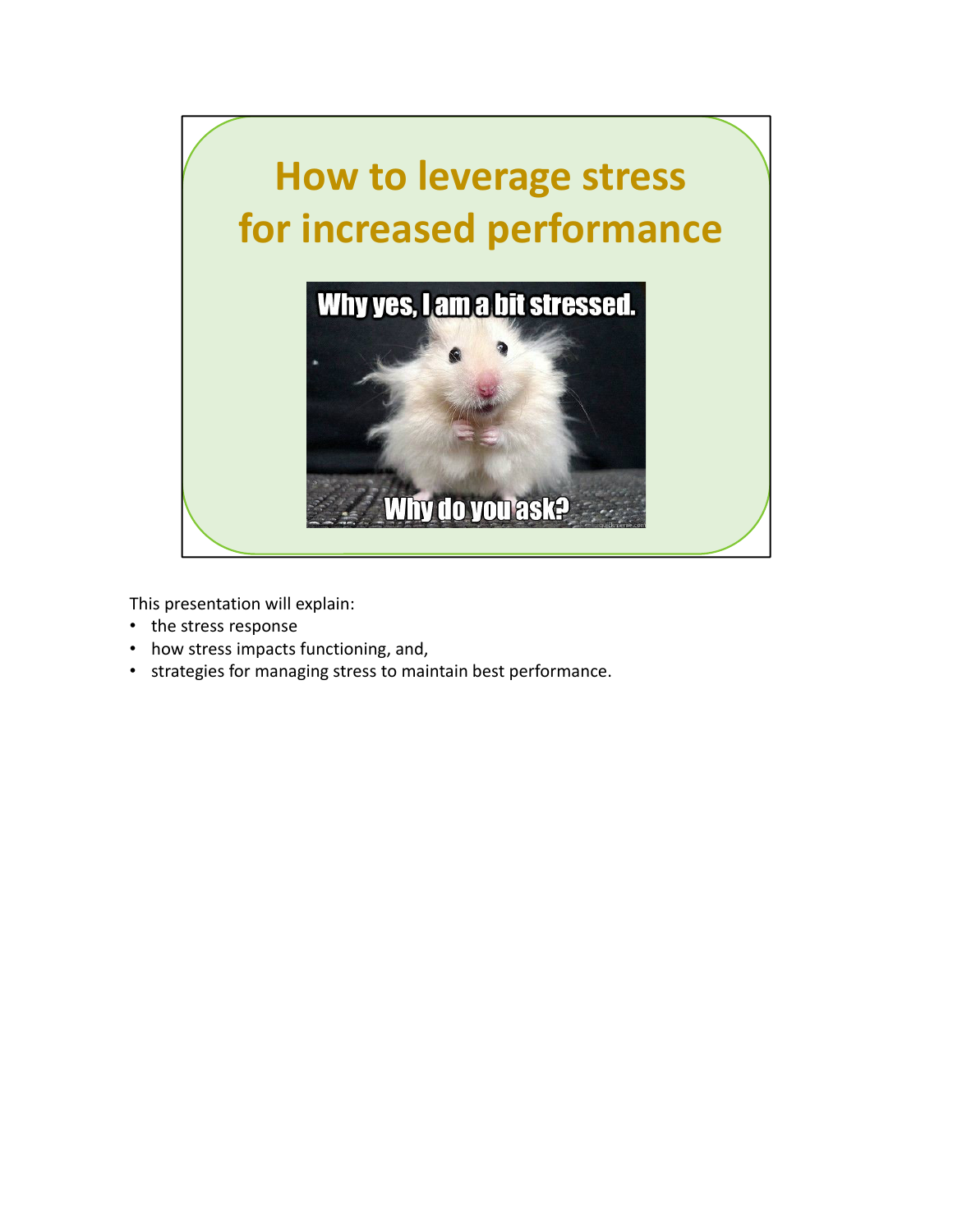# How to leverage stress for increased performance

This presentation will explain:

- the stress response
- how stress impacts functioning, and,
- strategies for managing stress to maintain best performance.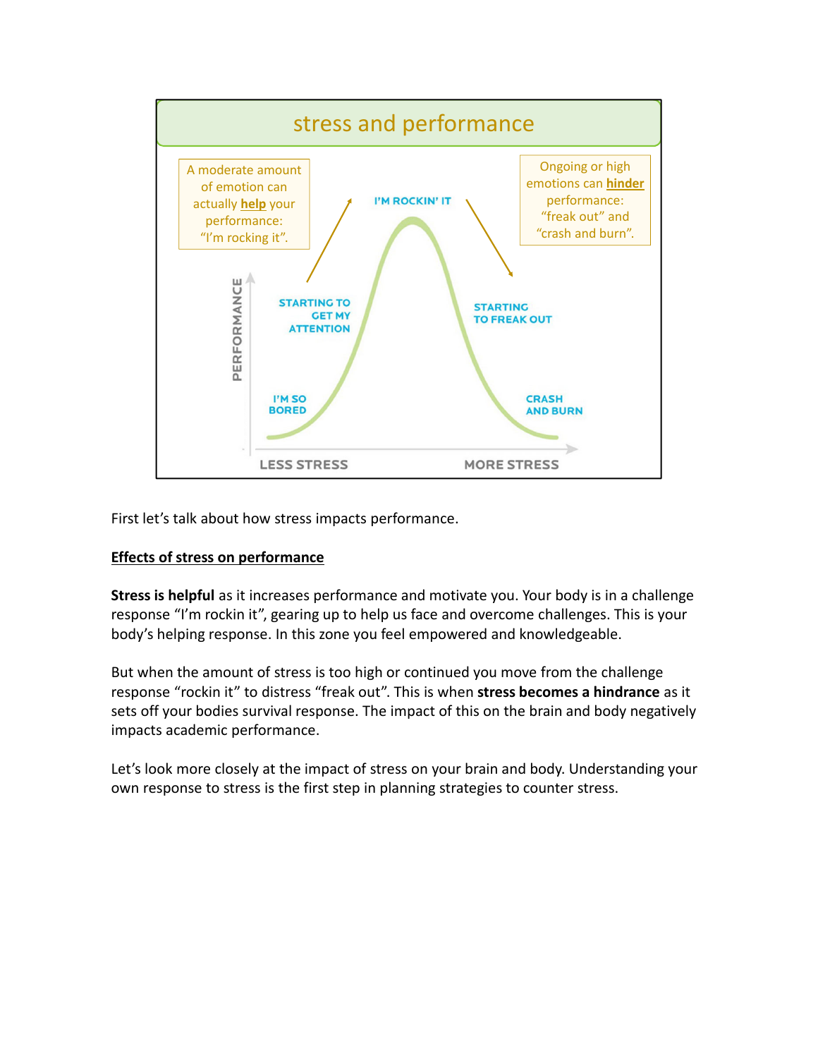**stress and performance**

A moderate amount of emotion can actually **help** your performance: "I'm rocking it".

Ongoing or high emotions can **hinder** performance: "freak out" and "crash and burn".

PERFORMANCE

I'M SO BORED

STARTING TO GET MY ATTENTION

I'M ROCKIN' IT

STARTING TO FREAK OUT

CRASH AND BURN

LESS STRESS — MORE STRESS

First let's talk about how stress impacts performance.

**Effects of stress on performance**

**Stress is helpful** as it increases performance and motivate you. Your body is in a challenge response "I'm rockin it", gearing up to help us face and overcome challenges. This is your body's helping response. In this zone you feel empowered and knowledgeable.

But when the amount of stress is too high or continued you move from the challenge response "rockin it" to distress "freak out". This is when **stress becomes a hindrance** as it sets off your bodies survival response. The impact of this on the brain and body negatively impacts academic performance.

Let's look more closely at the impact of stress on your brain and body. Understanding your own response to stress is the first step in planning strategies to counter stress.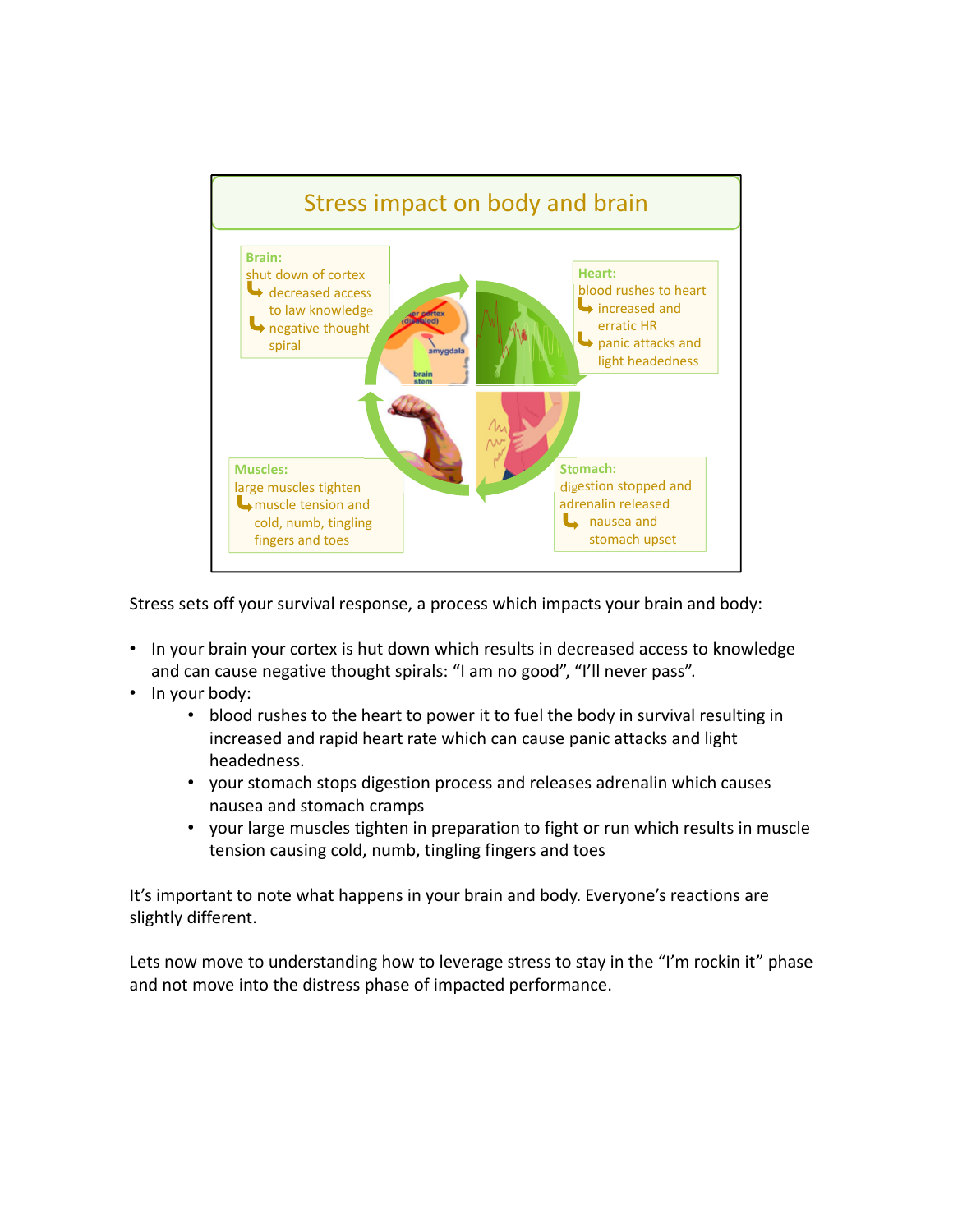## Stress impact on body and brain

**Brain:**
shut down of cortex
↳ decreased access to law knowledge
↳ negative thought spiral

**Heart:**
blood rushes to heart
↳ increased and erratic HR
↳ panic attacks and light headedness

**Muscles:**
large muscles tighten
↳ muscle tension and cold, numb, tingling fingers and toes

**Stomach:**
digestion stopped and adrenalin released
↳ nausea and stomach upset

Stress sets off your survival response, a process which impacts your brain and body:

- In your brain your cortex is hut down which results in decreased access to knowledge and can cause negative thought spirals: "I am no good", "I'll never pass".
- In your body:
  - blood rushes to the heart to power it to fuel the body in survival resulting in increased and rapid heart rate which can cause panic attacks and light headedness.
  - your stomach stops digestion process and releases adrenalin which causes nausea and stomach cramps
  - your large muscles tighten in preparation to fight or run which results in muscle tension causing cold, numb, tingling fingers and toes

It's important to note what happens in your brain and body. Everyone's reactions are slightly different.

Lets now move to understanding how to leverage stress to stay in the "I'm rockin it" phase and not move into the distress phase of impacted performance.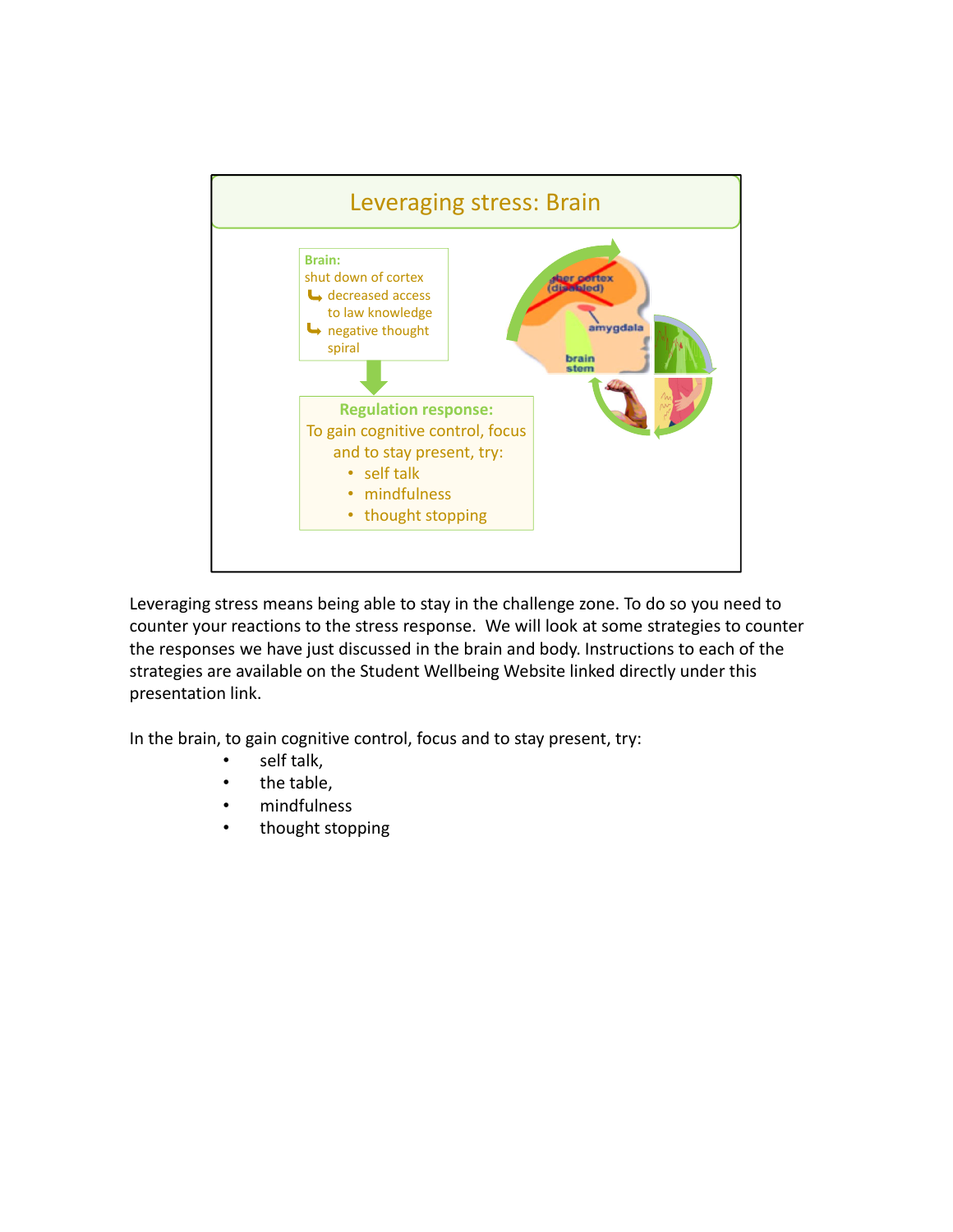## Leveraging stress: Brain

**Brain:**
shut down of cortex
↳ decreased access to law knowledge
↳ negative thought spiral

**Regulation response:**
To gain cognitive control, focus and to stay present, try:

- self talk
- mindfulness
- thought stopping

Leveraging stress means being able to stay in the challenge zone. To do so you need to counter your reactions to the stress response. We will look at some strategies to counter the responses we have just discussed in the brain and body. Instructions to each of the strategies are available on the Student Wellbeing Website linked directly under this presentation link.

In the brain, to gain cognitive control, focus and to stay present, try:

- self talk,
- the table,
- mindfulness
- thought stopping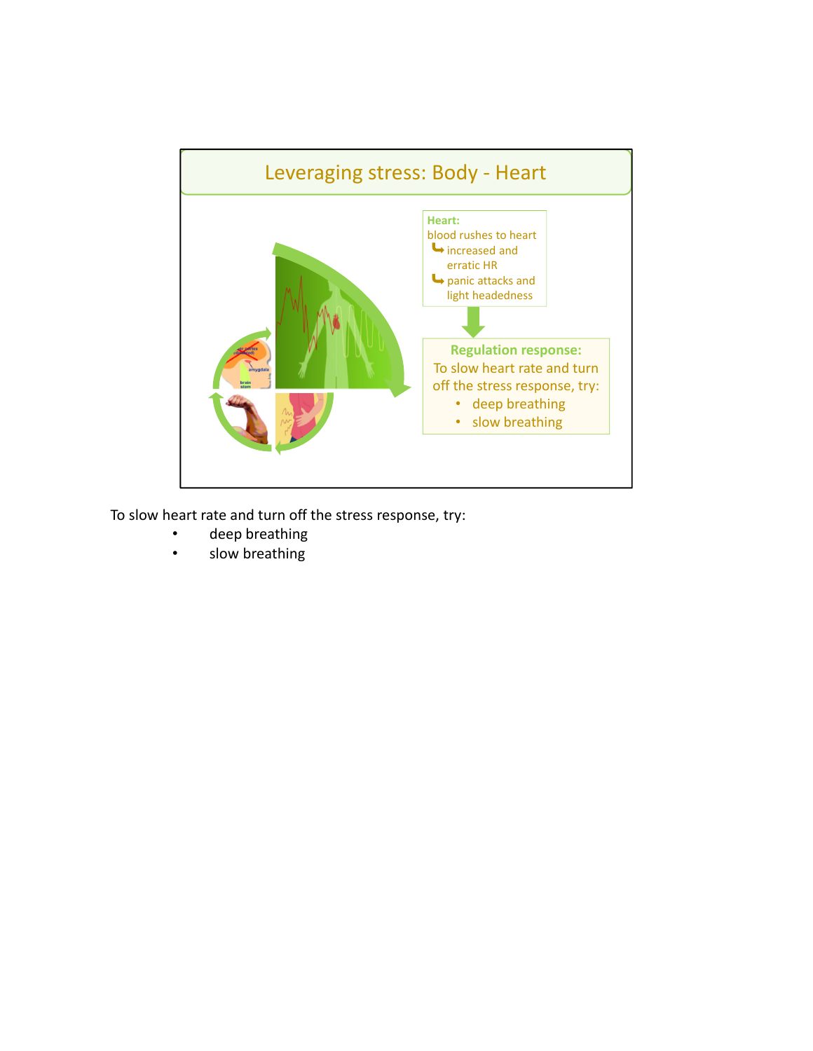## Leveraging stress: Body - Heart

**Heart:**
blood rushes to heart
↳ increased and erratic HR
↳ panic attacks and light headedness

**Regulation response:**
To slow heart rate and turn off the stress response, try:

- deep breathing
- slow breathing

To slow heart rate and turn off the stress response, try:

- deep breathing
- slow breathing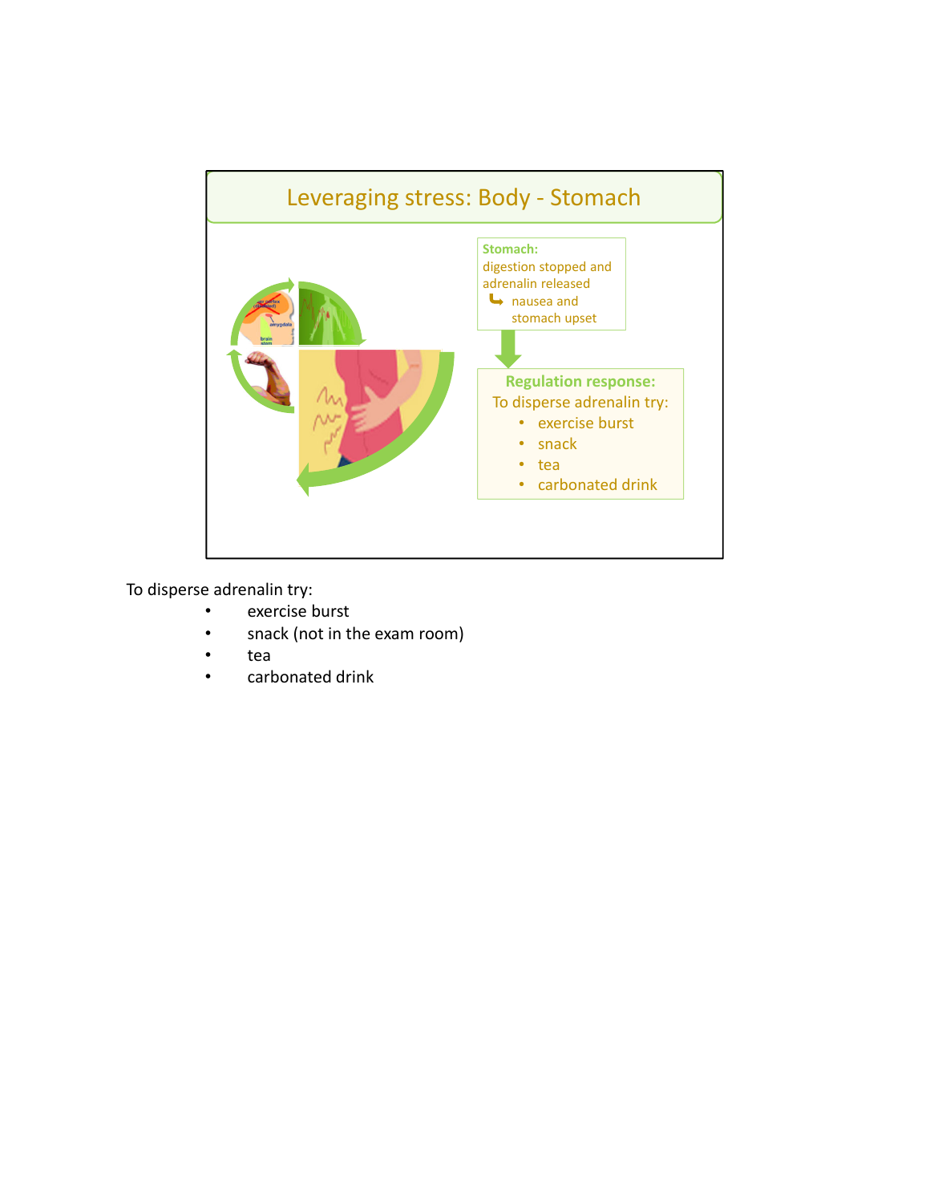## Leveraging stress: Body - Stomach

**Stomach:**
digestion stopped and adrenalin released
↳ nausea and stomach upset

**Regulation response:**
To disperse adrenalin try:

- exercise burst
- snack
- tea
- carbonated drink

To disperse adrenalin try:

- exercise burst
- snack (not in the exam room)
- tea
- carbonated drink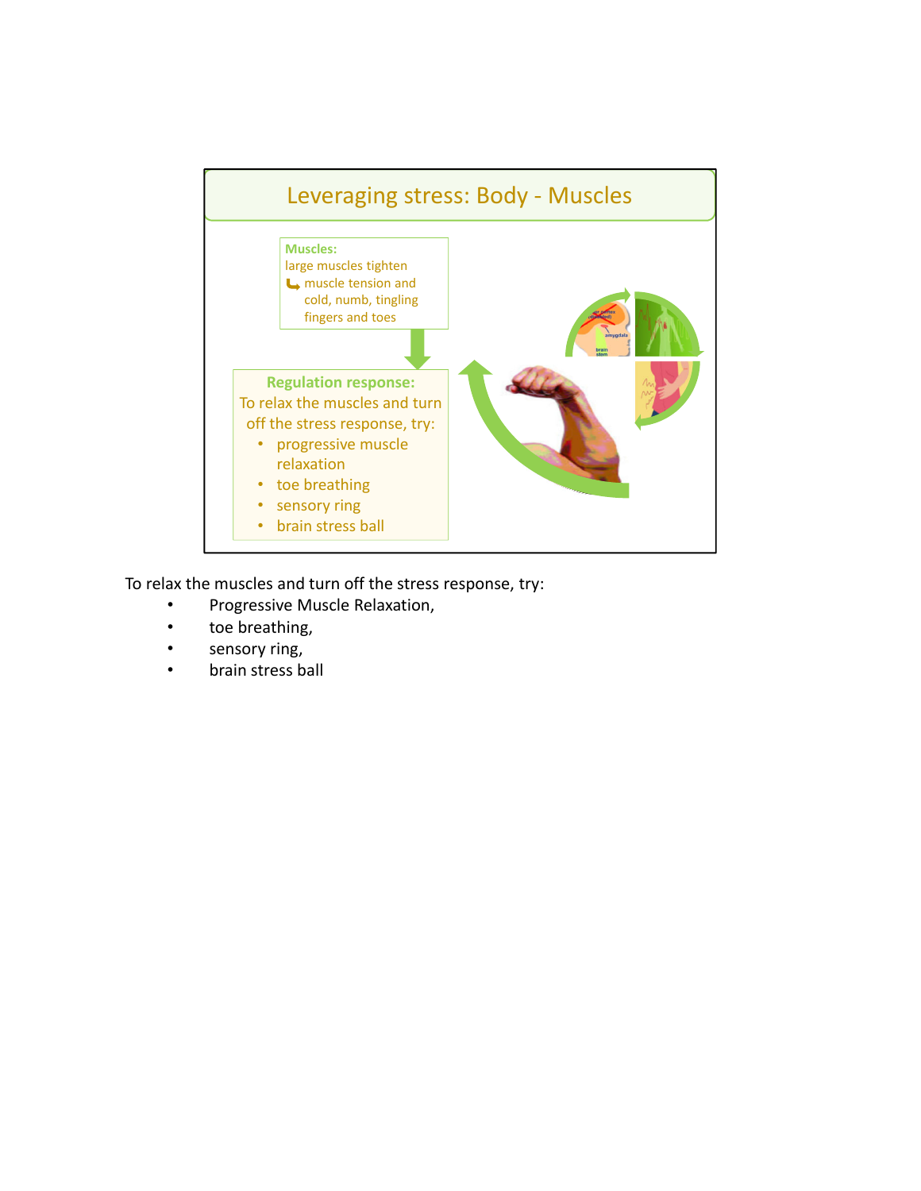## Leveraging stress: Body - Muscles

**Muscles:**
large muscles tighten
↳ muscle tension and cold, numb, tingling fingers and toes

**Regulation response:**
To relax the muscles and turn off the stress response, try:

- progressive muscle relaxation
- toe breathing
- sensory ring
- brain stress ball

To relax the muscles and turn off the stress response, try:

- Progressive Muscle Relaxation,
- toe breathing,
- sensory ring,
- brain stress ball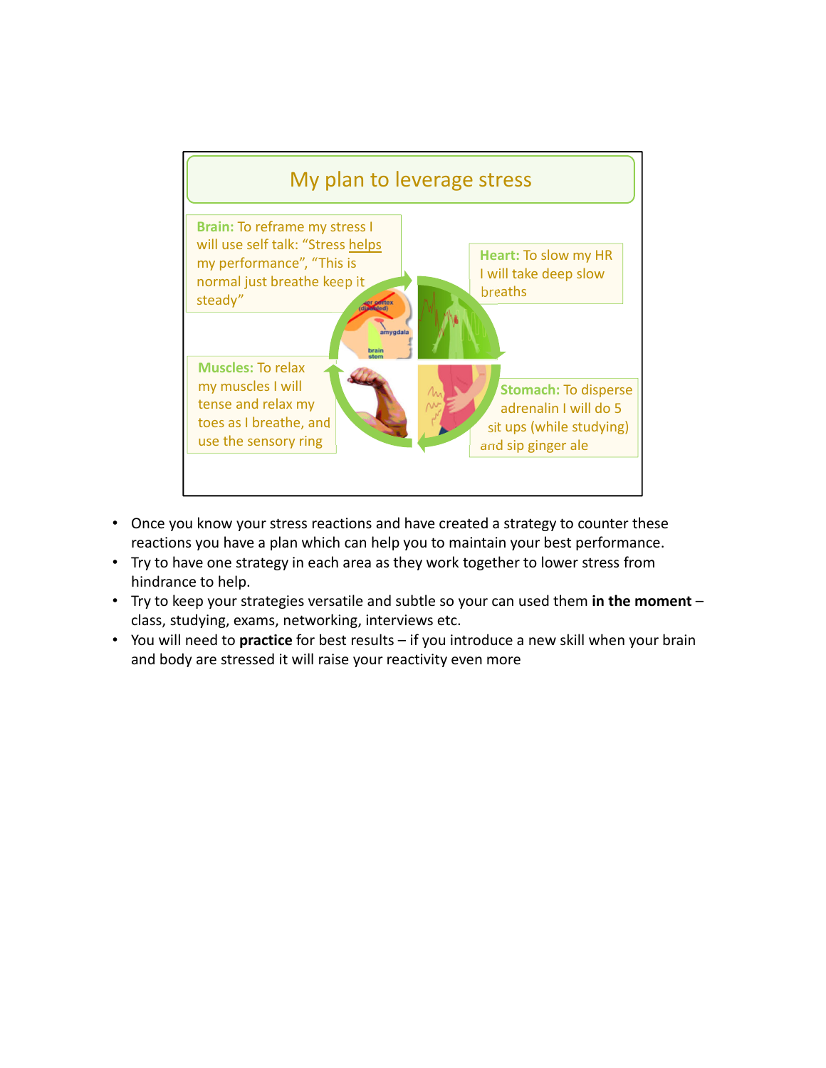## My plan to leverage stress

**Brain:** To reframe my stress I will use self talk: "Stress helps my performance", "This is normal just breathe keep it steady"

**Heart:** To slow my HR I will take deep slow breaths

**Muscles:** To relax my muscles I will tense and relax my toes as I breathe, and use the sensory ring

**Stomach:** To disperse adrenalin I will do 5 sit ups (while studying) and sip ginger ale

- Once you know your stress reactions and have created a strategy to counter these reactions you have a plan which can help you to maintain your best performance.
- Try to have one strategy in each area as they work together to lower stress from hindrance to help.
- Try to keep your strategies versatile and subtle so your can used them **in the moment** – class, studying, exams, networking, interviews etc.
- You will need to **practice** for best results – if you introduce a new skill when your brain and body are stressed it will raise your reactivity even more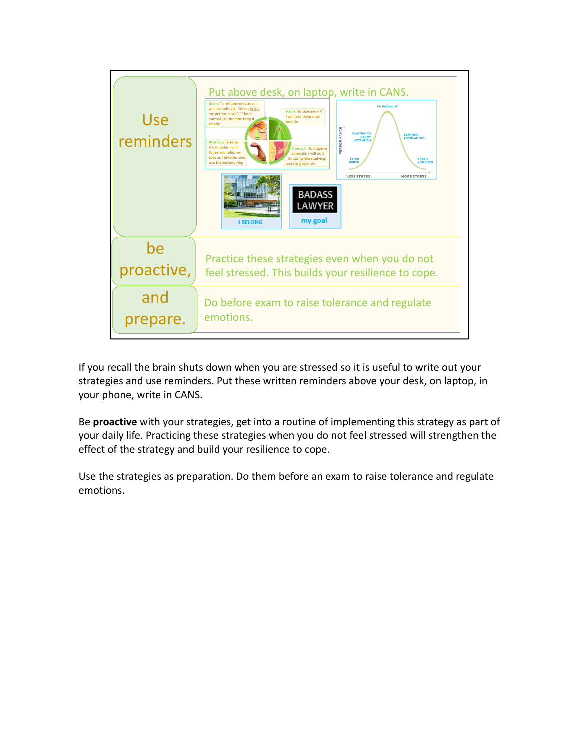| Use reminders | Put above desk, on laptop, write in CANS. |
| --- | --- |
| be proactive, | Practice these strategies even when you do not feel stressed. This builds your resilience to cope. |
| and prepare. | Do before exam to raise tolerance and regulate emotions. |

If you recall the brain shuts down when you are stressed so it is useful to write out your strategies and use reminders. Put these written reminders above your desk, on laptop, in your phone, write in CANS.

Be **proactive** with your strategies, get into a routine of implementing this strategy as part of your daily life. Practicing these strategies when you do not feel stressed will strengthen the effect of the strategy and build your resilience to cope.

Use the strategies as preparation. Do them before an exam to raise tolerance and regulate emotions.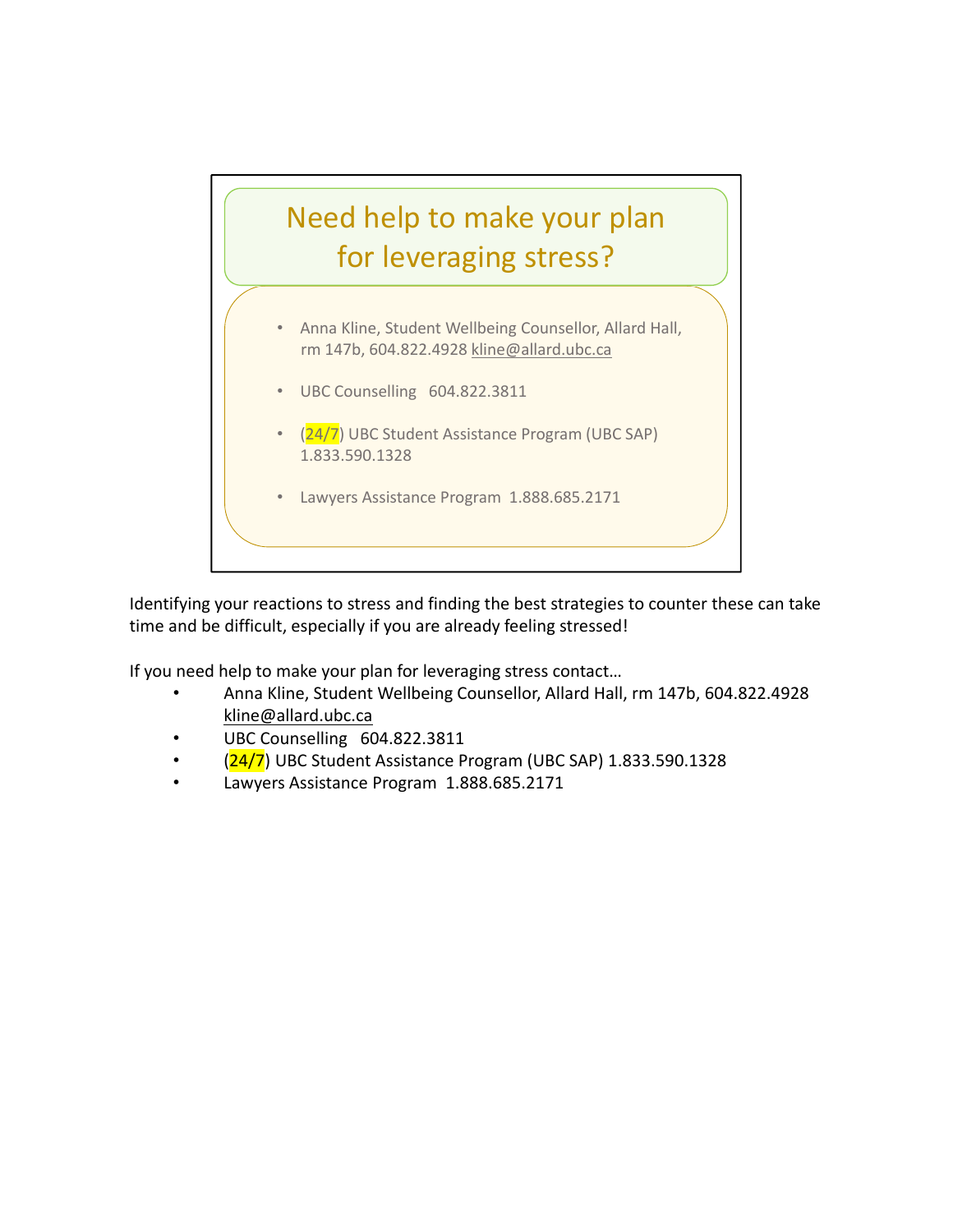## Need help to make your plan for leveraging stress?

- Anna Kline, Student Wellbeing Counsellor, Allard Hall, rm 147b, 604.822.4928 kline@allard.ubc.ca
- UBC Counselling 604.822.3811
- (24/7) UBC Student Assistance Program (UBC SAP) 1.833.590.1328
- Lawyers Assistance Program 1.888.685.2171

Identifying your reactions to stress and finding the best strategies to counter these can take time and be difficult, especially if you are already feeling stressed!

If you need help to make your plan for leveraging stress contact…

- Anna Kline, Student Wellbeing Counsellor, Allard Hall, rm 147b, 604.822.4928 kline@allard.ubc.ca
- UBC Counselling 604.822.3811
- (24/7) UBC Student Assistance Program (UBC SAP) 1.833.590.1328
- Lawyers Assistance Program 1.888.685.2171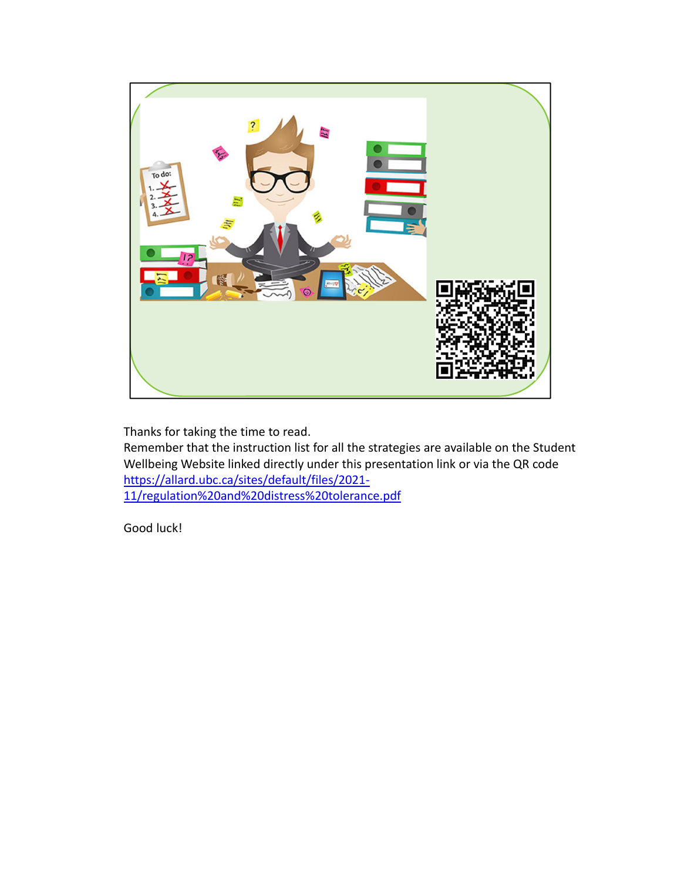Thanks for taking the time to read.
Remember that the instruction list for all the strategies are available on the Student Wellbeing Website linked directly under this presentation link or via the QR code
https://allard.ubc.ca/sites/default/files/2021-11/regulation%20and%20distress%20tolerance.pdf

Good luck!